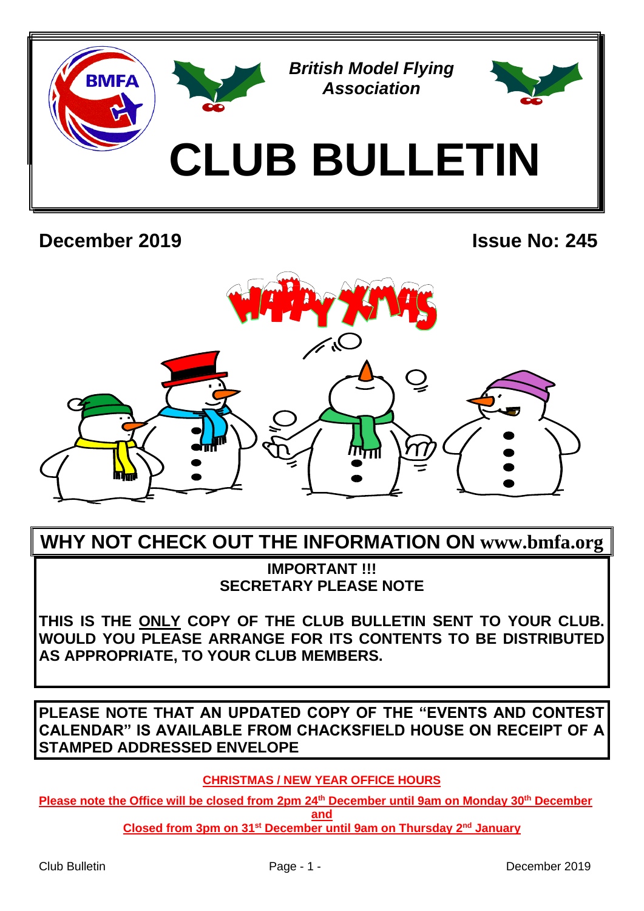*British Model Flying Association*

# CLUB BULLETIN

**December 2019** **Issue No: 245**

## WHY NOT CHECK OUT THE INFORMATION ON www.bmfa.org

**IMPORTANT !!!**
**SECRETARY PLEASE NOTE**

**THIS IS THE <u>ONLY</u> COPY OF THE CLUB BULLETIN SENT TO YOUR CLUB. WOULD YOU PLEASE ARRANGE FOR ITS CONTENTS TO BE DISTRIBUTED AS APPROPRIATE, TO YOUR CLUB MEMBERS.**

**PLEASE NOTE THAT AN UPDATED COPY OF THE "EVENTS AND CONTEST CALENDAR" IS AVAILABLE FROM CHACKSFIELD HOUSE ON RECEIPT OF A STAMPED ADDRESSED ENVELOPE**

**<u>CHRISTMAS / NEW YEAR OFFICE HOURS</u>**

**<u>Please note the Office will be closed from 2pm 24th December until 9am on Monday 30th December</u>**

**<u>and</u>**

**<u>Closed from 3pm on 31st December until 9am on Thursday 2nd January</u>**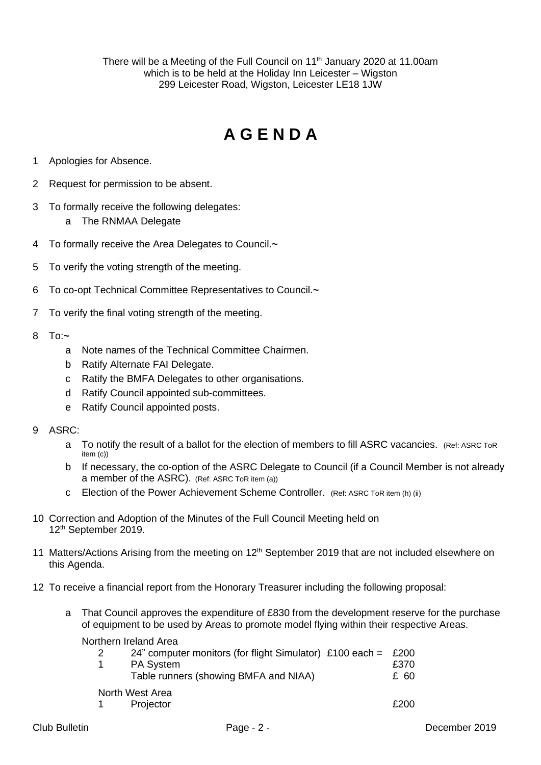There will be a Meeting of the Full Council on 11th January 2020 at 11.00am which is to be held at the Holiday Inn Leicester – Wigston 299 Leicester Road, Wigston, Leicester LE18 1JW

# A G E N D A

1 Apologies for Absence.

2 Request for permission to be absent.

3 To formally receive the following delegates:
   a The RNMAA Delegate

4 To formally receive the Area Delegates to Council.~

5 To verify the voting strength of the meeting.

6 To co-opt Technical Committee Representatives to Council.~

7 To verify the final voting strength of the meeting.

8 To:~
   a Note names of the Technical Committee Chairmen.
   b Ratify Alternate FAI Delegate.
   c Ratify the BMFA Delegates to other organisations.
   d Ratify Council appointed sub-committees.
   e Ratify Council appointed posts.

9 ASRC:
   a To notify the result of a ballot for the election of members to fill ASRC vacancies. (Ref: ASRC ToR item (c))
   b If necessary, the co-option of the ASRC Delegate to Council (if a Council Member is not already a member of the ASRC). (Ref: ASRC ToR item (a))
   c Election of the Power Achievement Scheme Controller. (Ref: ASRC ToR item (h) (ii)

10 Correction and Adoption of the Minutes of the Full Council Meeting held on 12th September 2019.

11 Matters/Actions Arising from the meeting on 12th September 2019 that are not included elsewhere on this Agenda.

12 To receive a financial report from the Honorary Treasurer including the following proposal:

   a That Council approves the expenditure of £830 from the development reserve for the purchase of equipment to be used by Areas to promote model flying within their respective Areas.

   Northern Ireland Area

   | | | |
   |---|---|---|
   | 2 | 24" computer monitors (for flight Simulator) £100 each = | £200 |
   | 1 | PA System | £370 |
   | | Table runners (showing BMFA and NIAA) | £ 60 |

   North West Area

   | | | |
   |---|---|---|
   | 1 | Projector | £200 |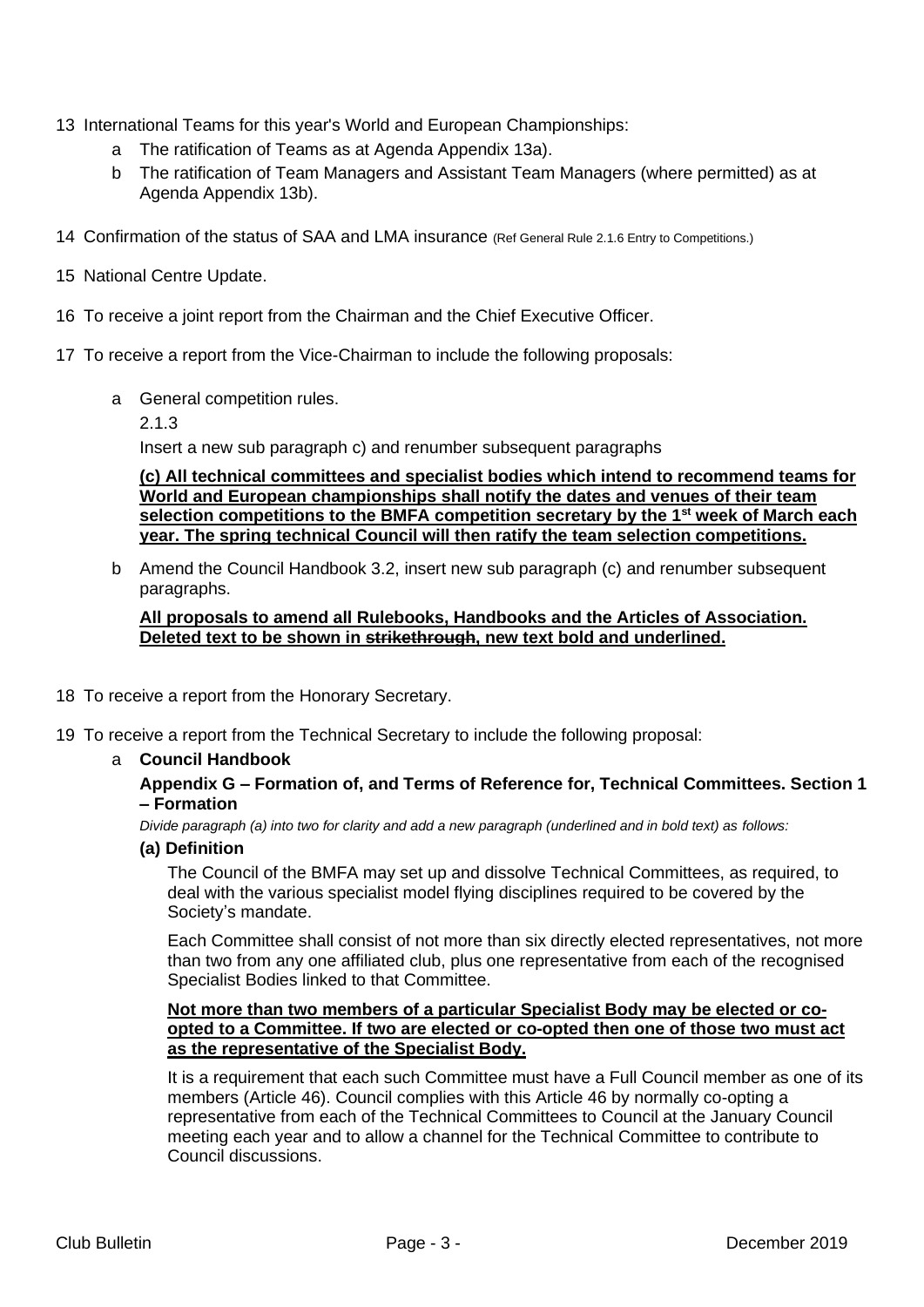13 International Teams for this year's World and European Championships:

   a The ratification of Teams as at Agenda Appendix 13a).

   b The ratification of Team Managers and Assistant Team Managers (where permitted) as at Agenda Appendix 13b).

14 Confirmation of the status of SAA and LMA insurance (Ref General Rule 2.1.6 Entry to Competitions.)

15 National Centre Update.

16 To receive a joint report from the Chairman and the Chief Executive Officer.

17 To receive a report from the Vice-Chairman to include the following proposals:

   a General competition rules.

   2.1.3

   Insert a new sub paragraph c) and renumber subsequent paragraphs

   **<u>(c) All technical committees and specialist bodies which intend to recommend teams for World and European championships shall notify the dates and venues of their team selection competitions to the BMFA competition secretary by the 1st week of March each year. The spring technical Council will then ratify the team selection competitions.</u>**

   b Amend the Council Handbook 3.2, insert new sub paragraph (c) and renumber subsequent paragraphs.

   **<u>All proposals to amend all Rulebooks, Handbooks and the Articles of Association. Deleted text to be shown in ~~strikethrough~~, new text bold and underlined.</u>**

18 To receive a report from the Honorary Secretary.

19 To receive a report from the Technical Secretary to include the following proposal:

   a **Council Handbook**

   **Appendix G – Formation of, and Terms of Reference for, Technical Committees. Section 1 – Formation**

   *Divide paragraph (a) into two for clarity and add a new paragraph (underlined and in bold text) as follows:*

   **(a) Definition**

   The Council of the BMFA may set up and dissolve Technical Committees, as required, to deal with the various specialist model flying disciplines required to be covered by the Society's mandate.

   Each Committee shall consist of not more than six directly elected representatives, not more than two from any one affiliated club, plus one representative from each of the recognised Specialist Bodies linked to that Committee.

   **<u>Not more than two members of a particular Specialist Body may be elected or co-opted to a Committee. If two are elected or co-opted then one of those two must act as the representative of the Specialist Body.</u>**

   It is a requirement that each such Committee must have a Full Council member as one of its members (Article 46). Council complies with this Article 46 by normally co-opting a representative from each of the Technical Committees to Council at the January Council meeting each year and to allow a channel for the Technical Committee to contribute to Council discussions.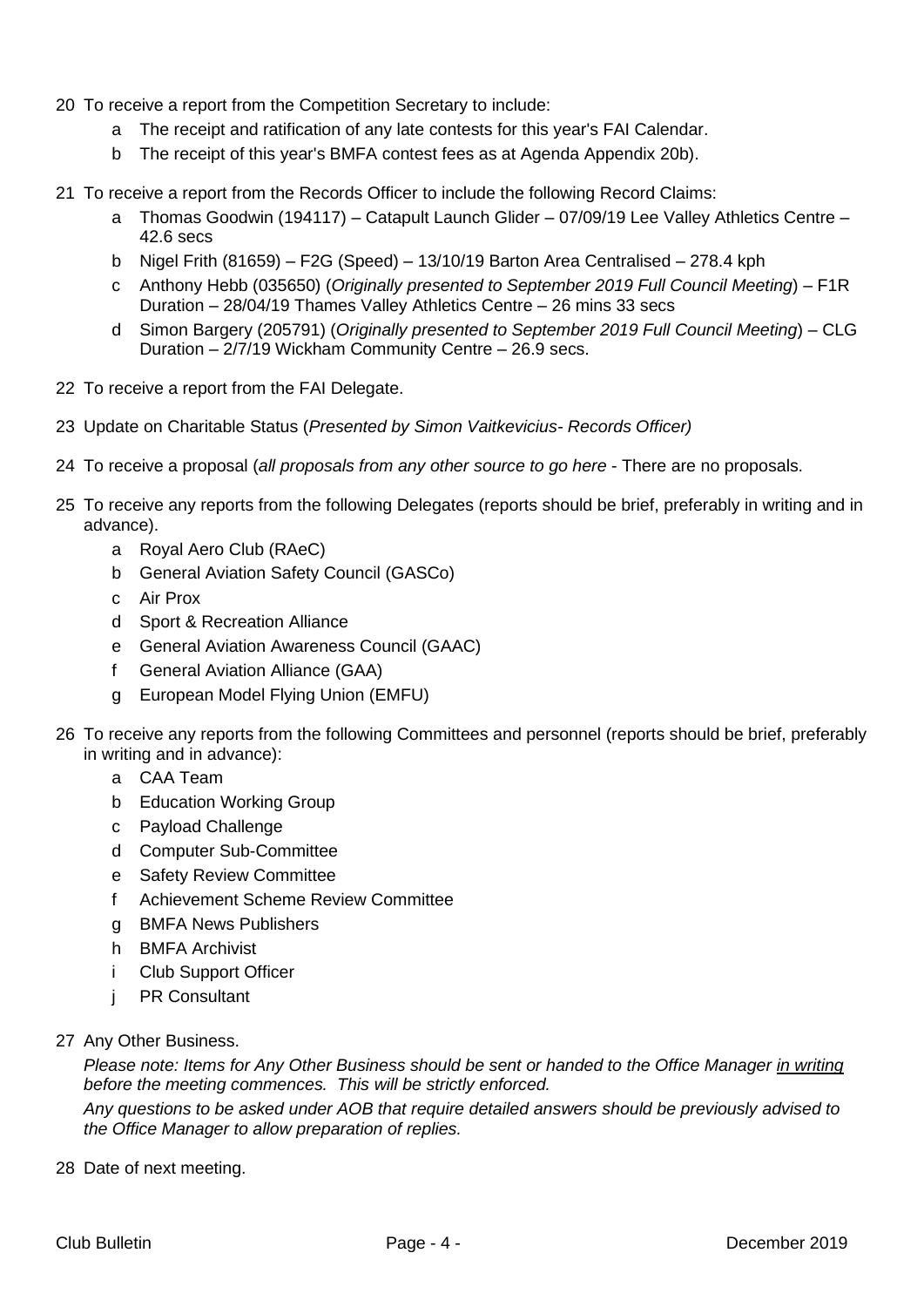20 To receive a report from the Competition Secretary to include:

    a The receipt and ratification of any late contests for this year's FAI Calendar.

    b The receipt of this year's BMFA contest fees as at Agenda Appendix 20b).

21 To receive a report from the Records Officer to include the following Record Claims:

    a Thomas Goodwin (194117) – Catapult Launch Glider – 07/09/19 Lee Valley Athletics Centre – 42.6 secs

    b Nigel Frith (81659) – F2G (Speed) – 13/10/19 Barton Area Centralised – 278.4 kph

    c Anthony Hebb (035650) (*Originally presented to September 2019 Full Council Meeting*) – F1R Duration – 28/04/19 Thames Valley Athletics Centre – 26 mins 33 secs

    d Simon Bargery (205791) (*Originally presented to September 2019 Full Council Meeting*) – CLG Duration – 2/7/19 Wickham Community Centre – 26.9 secs.

22 To receive a report from the FAI Delegate.

23 Update on Charitable Status (*Presented by Simon Vaitkevicius- Records Officer)*

24 To receive a proposal (*all proposals from any other source to go here* - There are no proposals.

25 To receive any reports from the following Delegates (reports should be brief, preferably in writing and in advance).

    a Royal Aero Club (RAeC)

    b General Aviation Safety Council (GASCo)

    c Air Prox

    d Sport & Recreation Alliance

    e General Aviation Awareness Council (GAAC)

    f General Aviation Alliance (GAA)

    g European Model Flying Union (EMFU)

26 To receive any reports from the following Committees and personnel (reports should be brief, preferably in writing and in advance):

    a CAA Team

    b Education Working Group

    c Payload Challenge

    d Computer Sub-Committee

    e Safety Review Committee

    f Achievement Scheme Review Committee

    g BMFA News Publishers

    h BMFA Archivist

    i Club Support Officer

    j PR Consultant

27 Any Other Business.

*Please note: Items for Any Other Business should be sent or handed to the Office Manager <u>in writing</u> before the meeting commences. This will be strictly enforced.*

*Any questions to be asked under AOB that require detailed answers should be previously advised to the Office Manager to allow preparation of replies.*

28 Date of next meeting.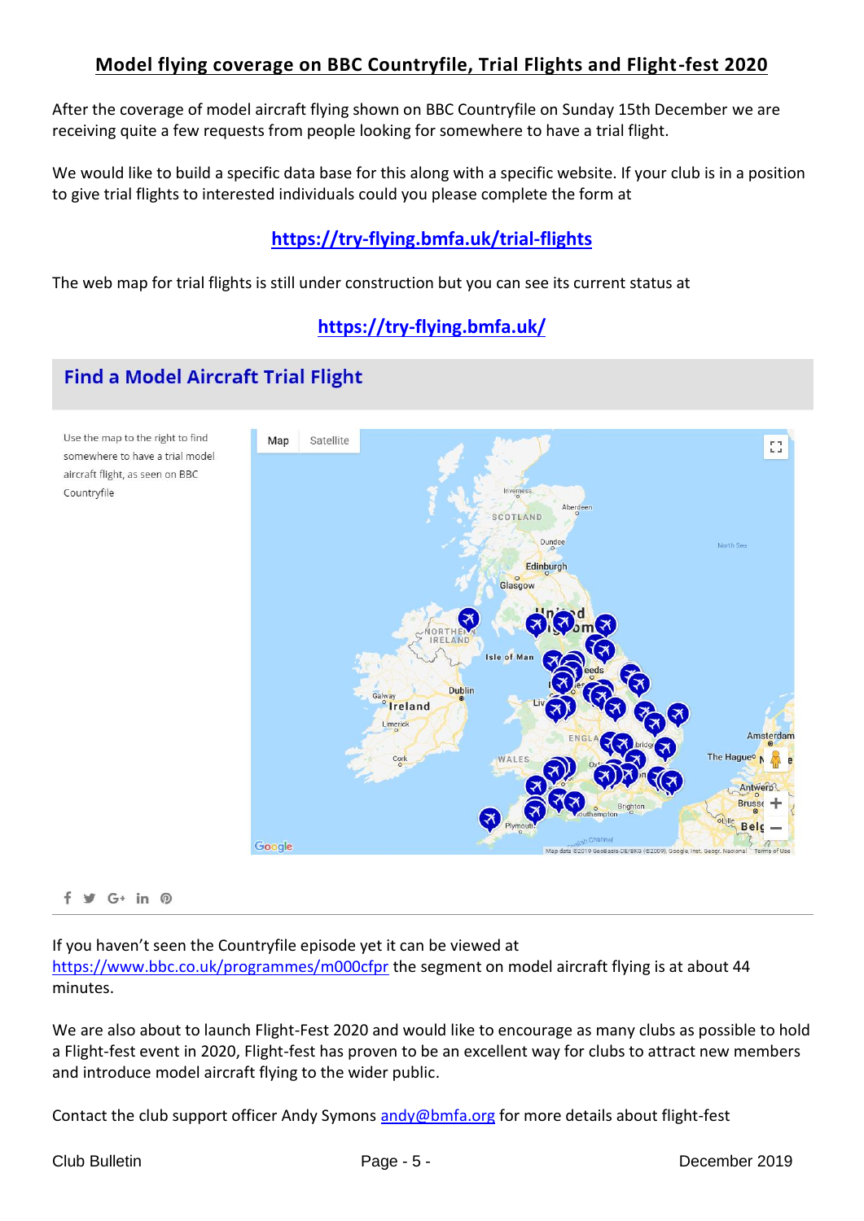## Model flying coverage on BBC Countryfile, Trial Flights and Flight-fest 2020

After the coverage of model aircraft flying shown on BBC Countryfile on Sunday 15th December we are receiving quite a few requests from people looking for somewhere to have a trial flight.

We would like to build a specific data base for this along with a specific website. If your club is in a position to give trial flights to interested individuals could you please complete the form at

**https://try-flying.bmfa.uk/trial-flights**

The web map for trial flights is still under construction but you can see its current status at

**https://try-flying.bmfa.uk/**

### Find a Model Aircraft Trial Flight

Use the map to the right to find somewhere to have a trial model aircraft flight, as seen on BBC Countryfile

Map Satellite

Inverness
Aberdeen
SCOTLAND
Dundee
North Sea
Edinburgh
Glasgow
United Kingdom
NORTHERN IRELAND
Isle of Man
Leeds
Dublin
Galway
Ireland
Limerick
Liv
ENGLA
Cork
WALES
Amsterdam
The Hague
Antwerp
Brussels
Belg
Brighton
Southampton
Plymouth
English Channel
Google
Map data ©2019 GeoBasis-DE/BKG (©2009), Google, Inst. Geogr. Nacional Terms of Use

If you haven't seen the Countryfile episode yet it can be viewed at https://www.bbc.co.uk/programmes/m000cfpr the segment on model aircraft flying is at about 44 minutes.

We are also about to launch Flight-Fest 2020 and would like to encourage as many clubs as possible to hold a Flight-fest event in 2020, Flight-fest has proven to be an excellent way for clubs to attract new members and introduce model aircraft flying to the wider public.

Contact the club support officer Andy Symons andy@bmfa.org for more details about flight-fest